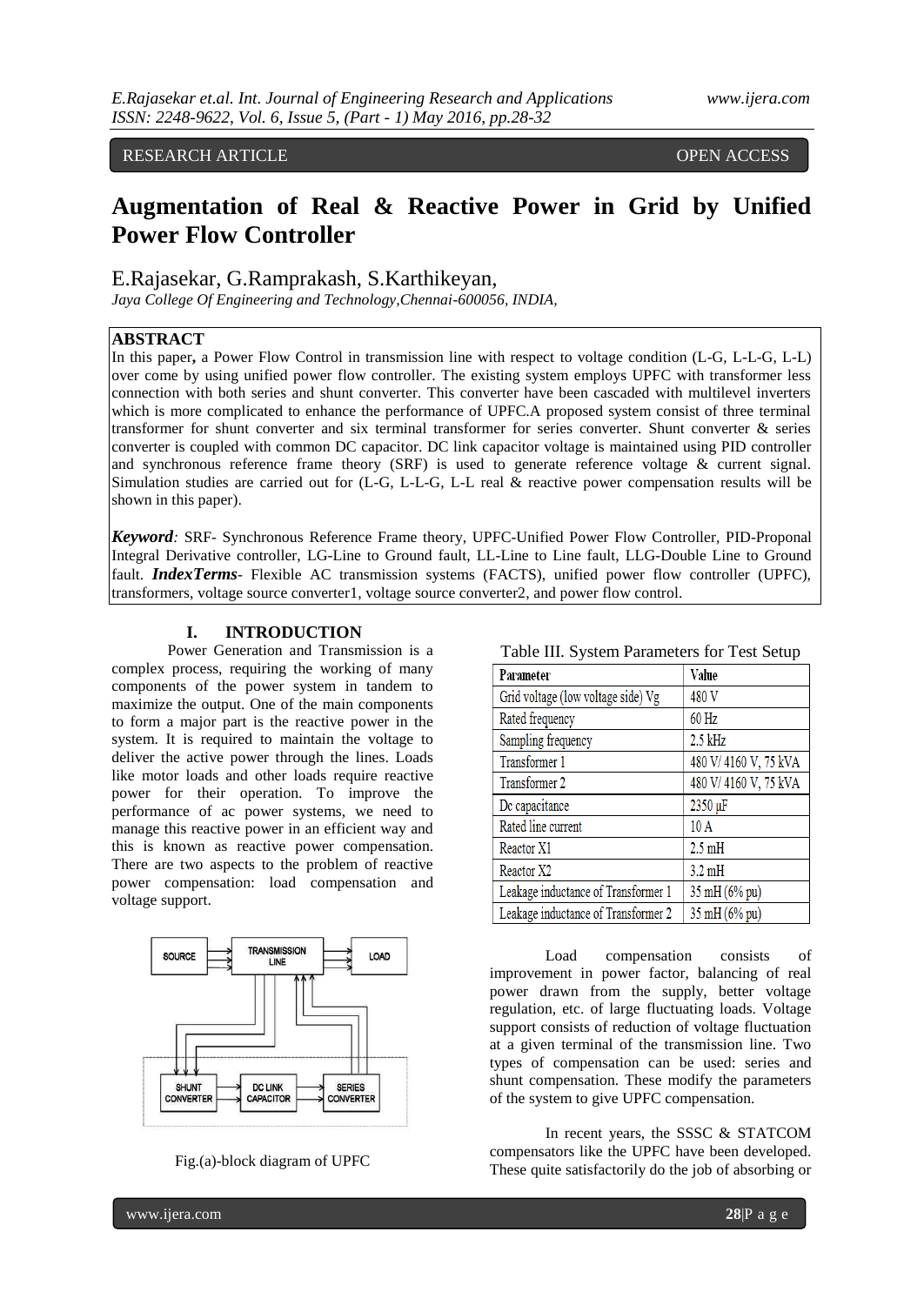# Augmentation of Real & Reactive Power in Grid by Unified Power Flow Controller

E.Rajasekar, G.Ramprakash, S.Karthikeyan,

*Jaya College Of Engineering and Technology,Chennai-600056, INDIA,*

## ABSTRACT

In this paper**,** a Power Flow Control in transmission line with respect to voltage condition (L-G, L-L-G, L-L) over come by using unified power flow controller. The existing system employs UPFC with transformer less connection with both series and shunt converter. This converter have been cascaded with multilevel inverters which is more complicated to enhance the performance of UPFC.A proposed system consist of three terminal transformer for shunt converter and six terminal transformer for series converter. Shunt converter & series converter is coupled with common DC capacitor. DC link capacitor voltage is maintained using PID controller and synchronous reference frame theory (SRF) is used to generate reference voltage & current signal. Simulation studies are carried out for (L-G, L-L-G, L-L real & reactive power compensation results will be shown in this paper).

***Keyword****:* SRF- Synchronous Reference Frame theory, UPFC-Unified Power Flow Controller, PID-Proponal Integral Derivative controller, LG-Line to Ground fault, LL-Line to Line fault, LLG-Double Line to Ground fault. ***IndexTerms***- Flexible AC transmission systems (FACTS), unified power flow controller (UPFC), transformers, voltage source converter1, voltage source converter2, and power flow control.

## I. INTRODUCTION

Power Generation and Transmission is a complex process, requiring the working of many components of the power system in tandem to maximize the output. One of the main components to form a major part is the reactive power in the system. It is required to maintain the voltage to deliver the active power through the lines. Loads like motor loads and other loads require reactive power for their operation. To improve the performance of ac power systems, we need to manage this reactive power in an efficient way and this is known as reactive power compensation. There are two aspects to the problem of reactive power compensation: load compensation and voltage support.

Fig.(a)-block diagram of UPFC

Table III. System Parameters for Test Setup

| Parameter | Value |
|---|---|
| Grid voltage (low voltage side) Vg | 480 V |
| Rated frequency | 60 Hz |
| Sampling frequency | 2.5 kHz |
| Transformer 1 | 480 V/ 4160 V, 75 kVA |
| Transformer 2 | 480 V/ 4160 V, 75 kVA |
| Dc capacitance | 2350 μF |
| Rated line current | 10 A |
| Reactor X1 | 2.5 mH |
| Reactor X2 | 3.2 mH |
| Leakage inductance of Transformer 1 | 35 mH (6% pu) |
| Leakage inductance of Transformer 2 | 35 mH (6% pu) |

Load compensation consists of improvement in power factor, balancing of real power drawn from the supply, better voltage regulation, etc. of large fluctuating loads. Voltage support consists of reduction of voltage fluctuation at a given terminal of the transmission line. Two types of compensation can be used: series and shunt compensation. These modify the parameters of the system to give UPFC compensation.

In recent years, the SSSC & STATCOM compensators like the UPFC have been developed. These quite satisfactorily do the job of absorbing or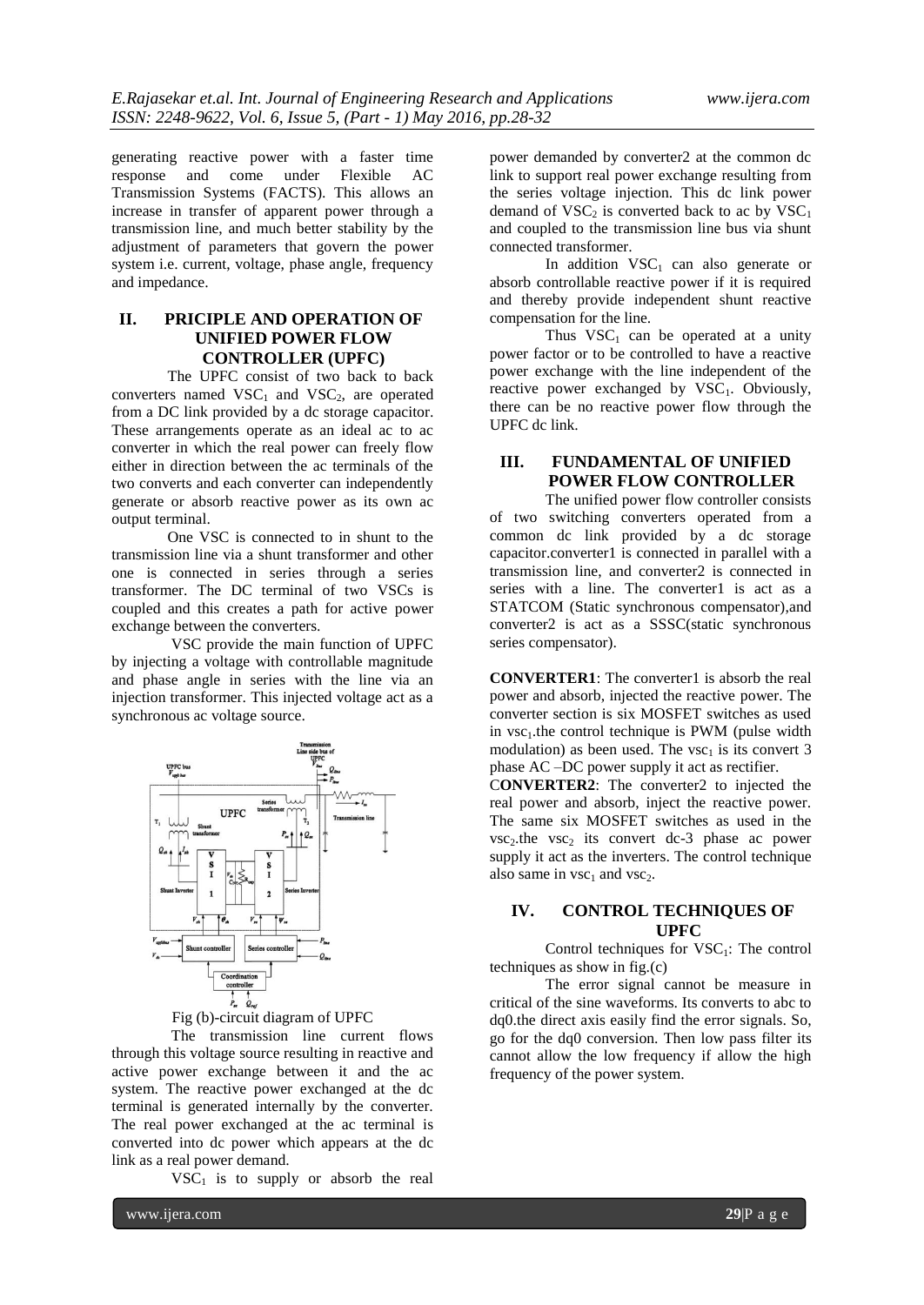generating reactive power with a faster time response and come under Flexible AC Transmission Systems (FACTS). This allows an increase in transfer of apparent power through a transmission line, and much better stability by the adjustment of parameters that govern the power system i.e. current, voltage, phase angle, frequency and impedance.

## II. PRICIPLE AND OPERATION OF UNIFIED POWER FLOW CONTROLLER (UPFC)

The UPFC consist of two back to back converters named $VSC_1$ and $VSC_2$, are operated from a DC link provided by a dc storage capacitor. These arrangements operate as an ideal ac to ac converter in which the real power can freely flow either in direction between the ac terminals of the two converts and each converter can independently generate or absorb reactive power as its own ac output terminal.

One VSC is connected to in shunt to the transmission line via a shunt transformer and other one is connected in series through a series transformer. The DC terminal of two VSCs is coupled and this creates a path for active power exchange between the converters.

VSC provide the main function of UPFC by injecting a voltage with controllable magnitude and phase angle in series with the line via an injection transformer. This injected voltage act as a synchronous ac voltage source.

Fig (b)-circuit diagram of UPFC

The transmission line current flows through this voltage source resulting in reactive and active power exchange between it and the ac system. The reactive power exchanged at the dc terminal is generated internally by the converter. The real power exchanged at the ac terminal is converted into dc power which appears at the dc link as a real power demand.

$VSC_1$ is to supply or absorb the real power demanded by converter2 at the common dc link to support real power exchange resulting from the series voltage injection. This dc link power demand of $VSC_2$ is converted back to ac by $VSC_1$ and coupled to the transmission line bus via shunt connected transformer.

In addition $VSC_1$ can also generate or absorb controllable reactive power if it is required and thereby provide independent shunt reactive compensation for the line.

Thus $VSC_1$ can be operated at a unity power factor or to be controlled to have a reactive power exchange with the line independent of the reactive power exchanged by $VSC_1$. Obviously, there can be no reactive power flow through the UPFC dc link.

## III. FUNDAMENTAL OF UNIFIED POWER FLOW CONTROLLER

The unified power flow controller consists of two switching converters operated from a common dc link provided by a dc storage capacitor.converter1 is connected in parallel with a transmission line, and converter2 is connected in series with a line. The converter1 is act as a STATCOM (Static synchronous compensator),and converter2 is act as a SSSC(static synchronous series compensator).

**CONVERTER1**: The converter1 is absorb the real power and absorb, injected the reactive power. The converter section is six MOSFET switches as used in $vsc_1$.the control technique is PWM (pulse width modulation) as been used. The $vsc_1$ is its convert 3 phase AC –DC power supply it act as rectifier.

C**ONVERTER2**: The converter2 to injected the real power and absorb, inject the reactive power. The same six MOSFET switches as used in the $vsc_2$.the $vsc_2$ its convert dc-3 phase ac power supply it act as the inverters. The control technique also same in $vsc_1$ and $vsc_2$.

## IV. CONTROL TECHNIQUES OF UPFC

Control techniques for $VSC_1$: The control techniques as show in fig.(c)

The error signal cannot be measure in critical of the sine waveforms. Its converts to abc to dq0.the direct axis easily find the error signals. So, go for the dq0 conversion. Then low pass filter its cannot allow the low frequency if allow the high frequency of the power system.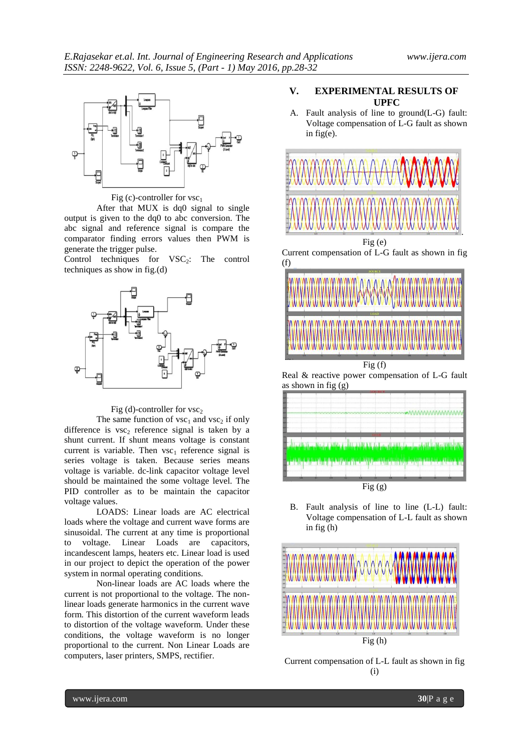Fig (c)-controller for $vsc_1$

After that MUX is dq0 signal to single output is given to the dq0 to abc conversion. The abc signal and reference signal is compare the comparator finding errors values then PWM is generate the trigger pulse.

Control techniques for $VSC_2$: The control techniques as show in fig.(d)

Fig (d)-controller for $vsc_2$

The same function of $vsc_1$ and $vsc_2$ if only difference is $vsc_2$ reference signal is taken by a shunt current. If shunt means voltage is constant current is variable. Then $vsc_1$ reference signal is series voltage is taken. Because series means voltage is variable. dc-link capacitor voltage level should be maintained the some voltage level. The PID controller as to be maintain the capacitor voltage values.

LOADS: Linear loads are AC electrical loads where the voltage and current wave forms are sinusoidal. The current at any time is proportional to voltage. Linear Loads are capacitors, incandescent lamps, heaters etc. Linear load is used in our project to depict the operation of the power system in normal operating conditions.

Non-linear loads are AC loads where the current is not proportional to the voltage. The non-linear loads generate harmonics in the current wave form. This distortion of the current waveform leads to distortion of the voltage waveform. Under these conditions, the voltage waveform is no longer proportional to the current. Non Linear Loads are computers, laser printers, SMPS, rectifier.

## V. EXPERIMENTAL RESULTS OF UPFC

A. Fault analysis of line to ground(L-G) fault: Voltage compensation of L-G fault as shown in fig(e).

Fig (e)

Current compensation of L-G fault as shown in fig (f)

Fig (f)

Real & reactive power compensation of L-G fault as shown in fig (g)

Fig (g)

B. Fault analysis of line to line (L-L) fault: Voltage compensation of L-L fault as shown in fig (h)

Fig (h)

Current compensation of L-L fault as shown in fig (i)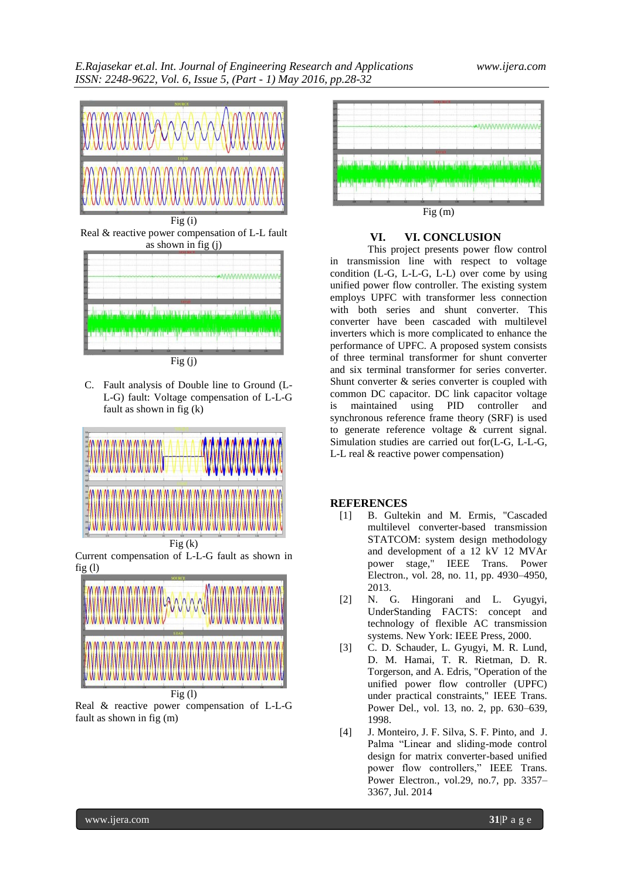Fig (i)

Real & reactive power compensation of L-L fault as shown in fig (j)

Fig (j)

C. Fault analysis of Double line to Ground (L-L-G) fault: Voltage compensation of L-L-G fault as shown in fig (k)

Fig (k)

Current compensation of L-L-G fault as shown in fig (l)

Fig (l)

Real & reactive power compensation of L-L-G fault as shown in fig (m)

Fig (m)

## VI. VI. CONCLUSION

This project presents power flow control in transmission line with respect to voltage condition (L-G, L-L-G, L-L) over come by using unified power flow controller. The existing system employs UPFC with transformer less connection with both series and shunt converter. This converter have been cascaded with multilevel inverters which is more complicated to enhance the performance of UPFC. A proposed system consists of three terminal transformer for shunt converter and six terminal transformer for series converter. Shunt converter & series converter is coupled with common DC capacitor. DC link capacitor voltage is maintained using PID controller and synchronous reference frame theory (SRF) is used to generate reference voltage & current signal. Simulation studies are carried out for(L-G, L-L-G, L-L real & reactive power compensation)

## REFERENCES

[1] B. Gultekin and M. Ermis, "Cascaded multilevel converter-based transmission STATCOM: system design methodology and development of a 12 kV 12 MVAr power stage," IEEE Trans. Power Electron., vol. 28, no. 11, pp. 4930–4950, 2013.

[2] N. G. Hingorani and L. Gyugyi, UnderStanding FACTS: concept and technology of flexible AC transmission systems. New York: IEEE Press, 2000.

[3] C. D. Schauder, L. Gyugyi, M. R. Lund, D. M. Hamai, T. R. Rietman, D. R. Torgerson, and A. Edris, "Operation of the unified power flow controller (UPFC) under practical constraints," IEEE Trans. Power Del., vol. 13, no. 2, pp. 630–639, 1998.

[4] J. Monteiro, J. F. Silva, S. F. Pinto, and J. Palma "Linear and sliding-mode control design for matrix converter-based unified power flow controllers," IEEE Trans. Power Electron., vol.29, no.7, pp. 3357–3367, Jul. 2014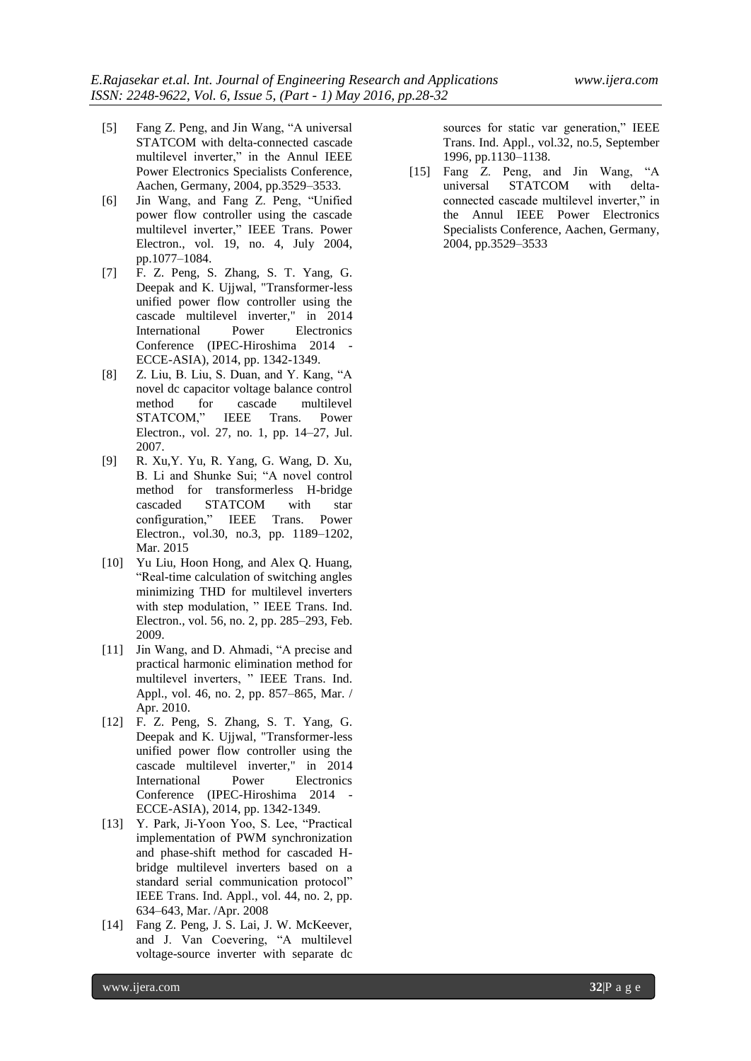- [5] Fang Z. Peng, and Jin Wang, "A universal STATCOM with delta-connected cascade multilevel inverter," in the Annul IEEE Power Electronics Specialists Conference, Aachen, Germany, 2004, pp.3529–3533.
- [6] Jin Wang, and Fang Z. Peng, "Unified power flow controller using the cascade multilevel inverter," IEEE Trans. Power Electron., vol. 19, no. 4, July 2004, pp.1077–1084.
- [7] F. Z. Peng, S. Zhang, S. T. Yang, G. Deepak and K. Ujjwal, "Transformer-less unified power flow controller using the cascade multilevel inverter," in 2014 International Power Electronics Conference (IPEC-Hiroshima 2014 - ECCE-ASIA), 2014, pp. 1342-1349.
- [8] Z. Liu, B. Liu, S. Duan, and Y. Kang, "A novel dc capacitor voltage balance control method for cascade multilevel STATCOM," IEEE Trans. Power Electron., vol. 27, no. 1, pp. 14–27, Jul. 2007.
- [9] R. Xu,Y. Yu, R. Yang, G. Wang, D. Xu, B. Li and Shunke Sui; "A novel control method for transformerless H-bridge cascaded STATCOM with star configuration," IEEE Trans. Power Electron., vol.30, no.3, pp. 1189–1202, Mar. 2015
- [10] Yu Liu, Hoon Hong, and Alex Q. Huang, "Real-time calculation of switching angles minimizing THD for multilevel inverters with step modulation, " IEEE Trans. Ind. Electron., vol. 56, no. 2, pp. 285–293, Feb. 2009.
- [11] Jin Wang, and D. Ahmadi, "A precise and practical harmonic elimination method for multilevel inverters, " IEEE Trans. Ind. Appl., vol. 46, no. 2, pp. 857–865, Mar. / Apr. 2010.
- [12] F. Z. Peng, S. Zhang, S. T. Yang, G. Deepak and K. Ujjwal, "Transformer-less unified power flow controller using the cascade multilevel inverter," in 2014 International Power Electronics Conference (IPEC-Hiroshima 2014 - ECCE-ASIA), 2014, pp. 1342-1349.
- [13] Y. Park, Ji-Yoon Yoo, S. Lee, "Practical implementation of PWM synchronization and phase-shift method for cascaded H-bridge multilevel inverters based on a standard serial communication protocol" IEEE Trans. Ind. Appl., vol. 44, no. 2, pp. 634–643, Mar. /Apr. 2008
- [14] Fang Z. Peng, J. S. Lai, J. W. McKeever, and J. Van Coevering, "A multilevel voltage-source inverter with separate dc sources for static var generation," IEEE Trans. Ind. Appl., vol.32, no.5, September 1996, pp.1130–1138.
- [15] Fang Z. Peng, and Jin Wang, "A universal STATCOM with delta-connected cascade multilevel inverter," in the Annul IEEE Power Electronics Specialists Conference, Aachen, Germany, 2004, pp.3529–3533